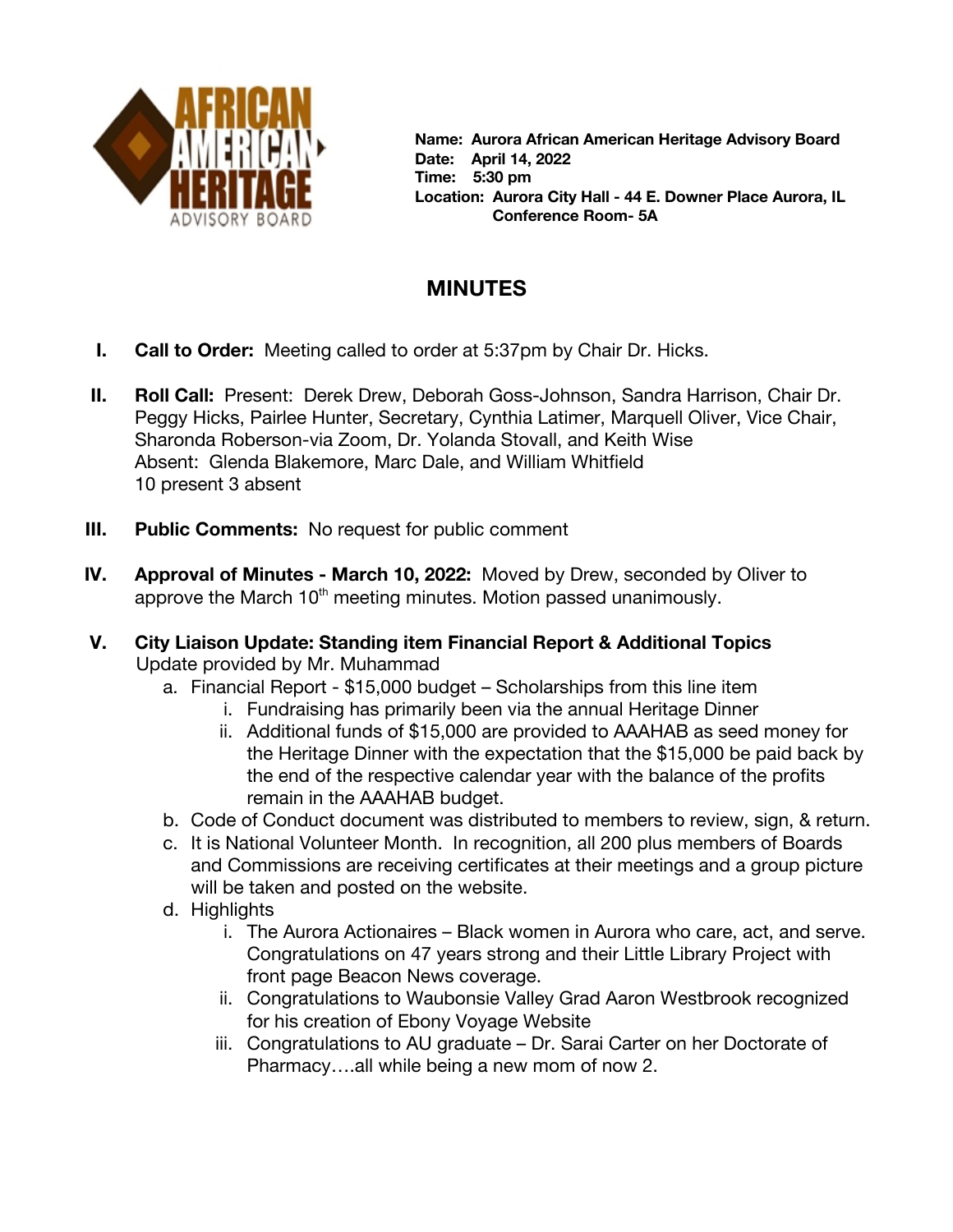**Name:** Aurora African American Heritage Advisory Board
**Date:** April 14, 2022
**Time:** 5:30 pm
**Location:** Aurora City Hall - 44 E. Downer Place Aurora, IL
Conference Room- 5A

# MINUTES

I. **Call to Order:** Meeting called to order at 5:37pm by Chair Dr. Hicks.

II. **Roll Call:** Present: Derek Drew, Deborah Goss-Johnson, Sandra Harrison, Chair Dr. Peggy Hicks, Pairlee Hunter, Secretary, Cynthia Latimer, Marquell Oliver, Vice Chair, Sharonda Roberson-via Zoom, Dr. Yolanda Stovall, and Keith Wise
Absent: Glenda Blakemore, Marc Dale, and William Whitfield
10 present 3 absent

III. **Public Comments:** No request for public comment

IV. **Approval of Minutes - March 10, 2022:** Moved by Drew, seconded by Oliver to approve the March 10th meeting minutes. Motion passed unanimously.

V. **City Liaison Update: Standing item Financial Report & Additional Topics**
Update provided by Mr. Muhammad
   a. Financial Report - $15,000 budget – Scholarships from this line item
      i. Fundraising has primarily been via the annual Heritage Dinner
      ii. Additional funds of $15,000 are provided to AAAHAB as seed money for the Heritage Dinner with the expectation that the $15,000 be paid back by the end of the respective calendar year with the balance of the profits remain in the AAAHAB budget.
   b. Code of Conduct document was distributed to members to review, sign, & return.
   c. It is National Volunteer Month. In recognition, all 200 plus members of Boards and Commissions are receiving certificates at their meetings and a group picture will be taken and posted on the website.
   d. Highlights
      i. The Aurora Actionaires – Black women in Aurora who care, act, and serve. Congratulations on 47 years strong and their Little Library Project with front page Beacon News coverage.
      ii. Congratulations to Waubonsie Valley Grad Aaron Westbrook recognized for his creation of Ebony Voyage Website
      iii. Congratulations to AU graduate – Dr. Sarai Carter on her Doctorate of Pharmacy….all while being a new mom of now 2.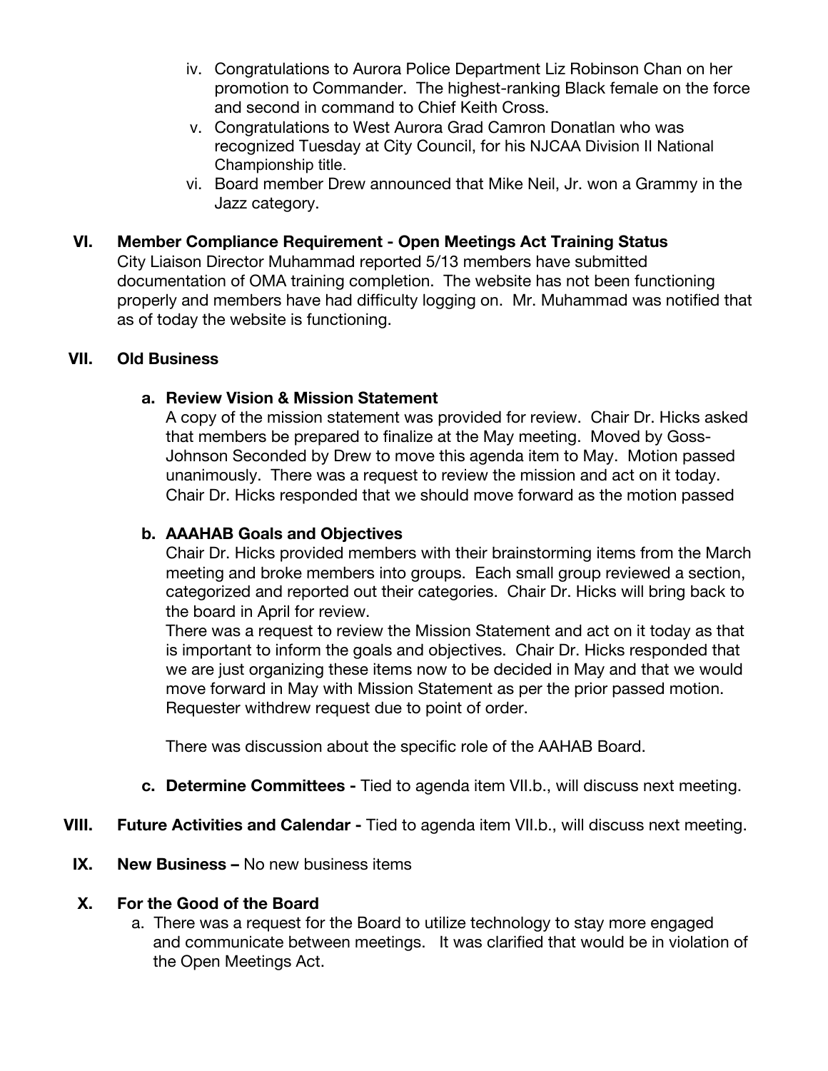iv. Congratulations to Aurora Police Department Liz Robinson Chan on her promotion to Commander. The highest-ranking Black female on the force and second in command to Chief Keith Cross.

v. Congratulations to West Aurora Grad Camron Donatlan who was recognized Tuesday at City Council, for his NJCAA Division II National Championship title.

vi. Board member Drew announced that Mike Neil, Jr. won a Grammy in the Jazz category.

## VI. Member Compliance Requirement - Open Meetings Act Training Status

City Liaison Director Muhammad reported 5/13 members have submitted documentation of OMA training completion. The website has not been functioning properly and members have had difficulty logging on. Mr. Muhammad was notified that as of today the website is functioning.

## VII. Old Business

### a. Review Vision & Mission Statement

A copy of the mission statement was provided for review. Chair Dr. Hicks asked that members be prepared to finalize at the May meeting. Moved by Goss-Johnson Seconded by Drew to move this agenda item to May. Motion passed unanimously. There was a request to review the mission and act on it today. Chair Dr. Hicks responded that we should move forward as the motion passed

### b. AAAHAB Goals and Objectives

Chair Dr. Hicks provided members with their brainstorming items from the March meeting and broke members into groups. Each small group reviewed a section, categorized and reported out their categories. Chair Dr. Hicks will bring back to the board in April for review.

There was a request to review the Mission Statement and act on it today as that is important to inform the goals and objectives. Chair Dr. Hicks responded that we are just organizing these items now to be decided in May and that we would move forward in May with Mission Statement as per the prior passed motion. Requester withdrew request due to point of order.

There was discussion about the specific role of the AAHAB Board.

### c. Determine Committees - Tied to agenda item VII.b., will discuss next meeting.

## VIII. Future Activities and Calendar - Tied to agenda item VII.b., will discuss next meeting.

## IX. New Business – No new business items

## X. For the Good of the Board

a. There was a request for the Board to utilize technology to stay more engaged and communicate between meetings. It was clarified that would be in violation of the Open Meetings Act.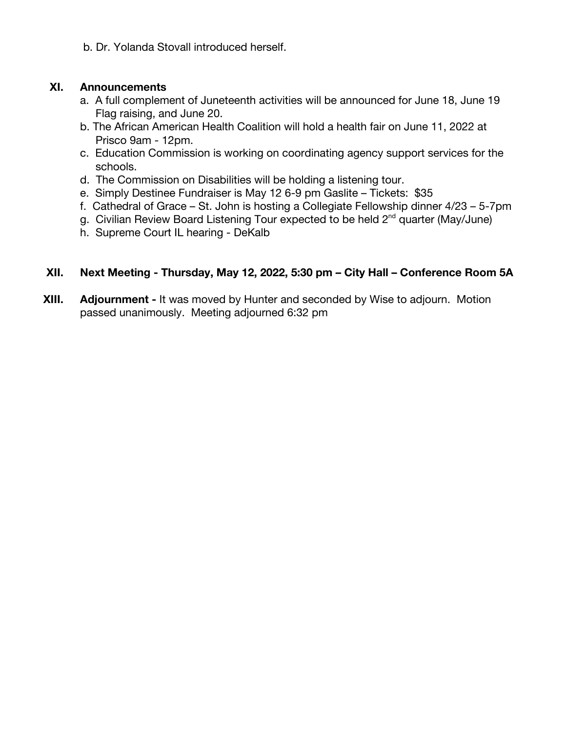b. Dr. Yolanda Stovall introduced herself.

**XI. Announcements**

a. A full complement of Juneteenth activities will be announced for June 18, June 19 Flag raising, and June 20.
b. The African American Health Coalition will hold a health fair on June 11, 2022 at Prisco 9am - 12pm.
c. Education Commission is working on coordinating agency support services for the schools.
d. The Commission on Disabilities will be holding a listening tour.
e. Simply Destinee Fundraiser is May 12 6-9 pm Gaslite – Tickets: $35
f. Cathedral of Grace – St. John is hosting a Collegiate Fellowship dinner 4/23 – 5-7pm
g. Civilian Review Board Listening Tour expected to be held 2nd quarter (May/June)
h. Supreme Court IL hearing - DeKalb

**XII. Next Meeting - Thursday, May 12, 2022, 5:30 pm – City Hall – Conference Room 5A**

**XIII. Adjournment -** It was moved by Hunter and seconded by Wise to adjourn. Motion passed unanimously. Meeting adjourned 6:32 pm